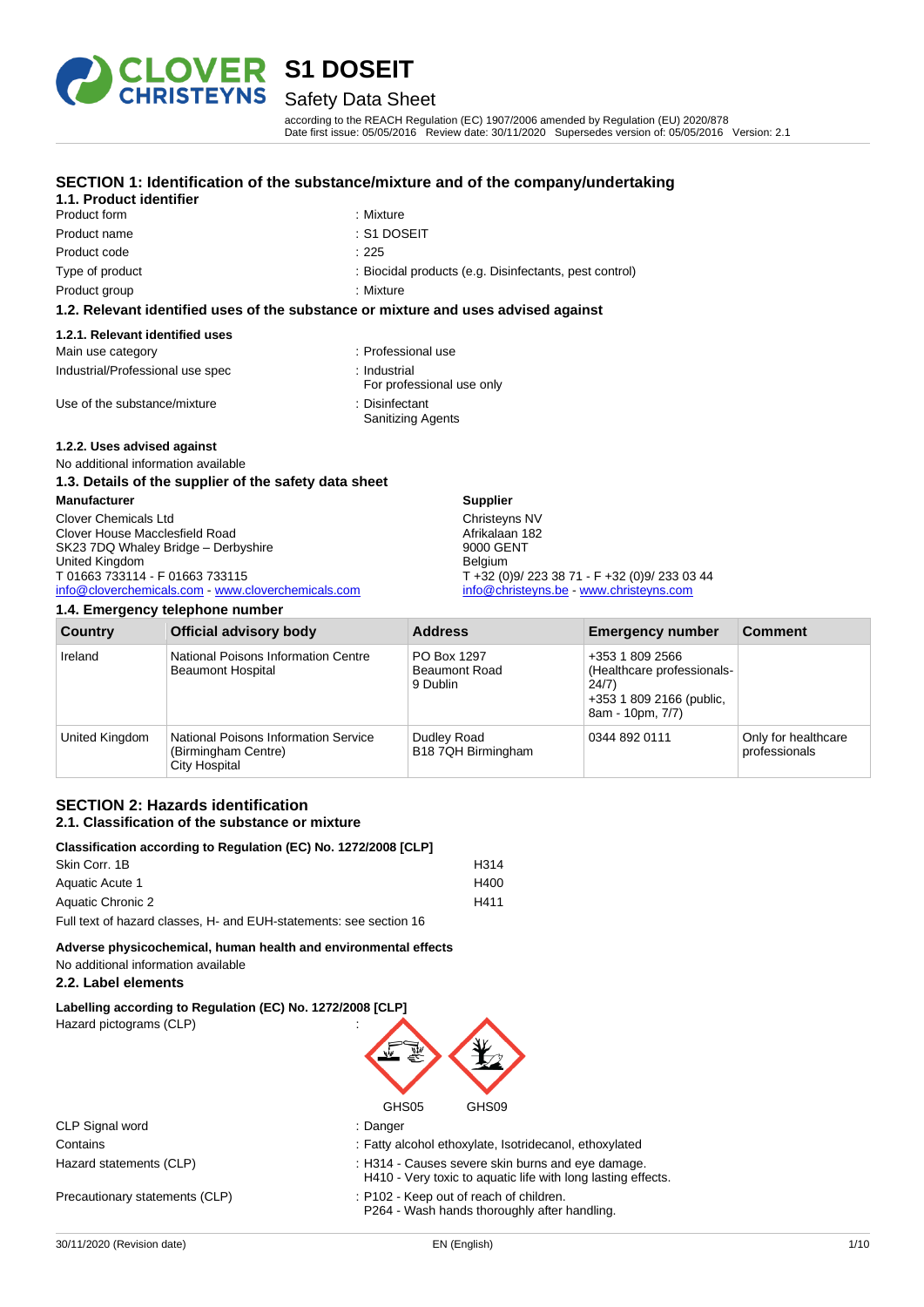# S1 DOSEIT

## Safety Data Sheet

according to the REACH Regulation (EC) 1907/2006 amended by Regulation (EU) 2020/878
Date first issue: 05/05/2016 Review date: 30/11/2020 Supersedes version of: 05/05/2016 Version: 2.1

## SECTION 1: Identification of the substance/mixture and of the company/undertaking

### 1.1. Product identifier

| | |
|---|---|
| Product form | : Mixture |
| Product name | : S1 DOSEIT |
| Product code | : 225 |
| Type of product | : Biocidal products (e.g. Disinfectants, pest control) |
| Product group | : Mixture |

### 1.2. Relevant identified uses of the substance or mixture and uses advised against

#### 1.2.1. Relevant identified uses

| | |
|---|---|
| Main use category | : Professional use |
| Industrial/Professional use spec | : Industrial<br>For professional use only |
| Use of the substance/mixture | : Disinfectant<br>Sanitizing Agents |

#### 1.2.2. Uses advised against

No additional information available

### 1.3. Details of the supplier of the safety data sheet

**Manufacturer**
Clover Chemicals Ltd
Clover House Macclesfield Road
SK23 7DQ Whaley Bridge – Derbyshire
United Kingdom
T 01663 733114 - F 01663 733115
info@cloverchemicals.com - www.cloverchemicals.com

**Supplier**
Christeyns NV
Afrikalaan 182
9000 GENT
Belgium
T +32 (0)9/ 223 38 71 - F +32 (0)9/ 233 03 44
info@christeyns.be - www.christeyns.com

### 1.4. Emergency telephone number

| Country | Official advisory body | Address | Emergency number | Comment |
|---|---|---|---|---|
| Ireland | National Poisons Information Centre Beaumont Hospital | PO Box 1297 Beaumont Road 9 Dublin | +353 1 809 2566 (Healthcare professionals-24/7) +353 1 809 2166 (public, 8am - 10pm, 7/7) | |
| United Kingdom | National Poisons Information Service (Birmingham Centre) City Hospital | Dudley Road B18 7QH Birmingham | 0344 892 0111 | Only for healthcare professionals |

## SECTION 2: Hazards identification

### 2.1. Classification of the substance or mixture

**Classification according to Regulation (EC) No. 1272/2008 [CLP]**

| | |
|---|---|
| Skin Corr. 1B | H314 |
| Aquatic Acute 1 | H400 |
| Aquatic Chronic 2 | H411 |

Full text of hazard classes, H- and EUH-statements: see section 16

**Adverse physicochemical, human health and environmental effects**
No additional information available

### 2.2. Label elements

**Labelling according to Regulation (EC) No. 1272/2008 [CLP]**

Hazard pictograms (CLP) :

GHS05 GHS09

| | |
|---|---|
| CLP Signal word | : Danger |
| Contains | : Fatty alcohol ethoxylate, Isotridecanol, ethoxylated |
| Hazard statements (CLP) | : H314 - Causes severe skin burns and eye damage.<br>H410 - Very toxic to aquatic life with long lasting effects. |
| Precautionary statements (CLP) | : P102 - Keep out of reach of children.<br>P264 - Wash hands thoroughly after handling. |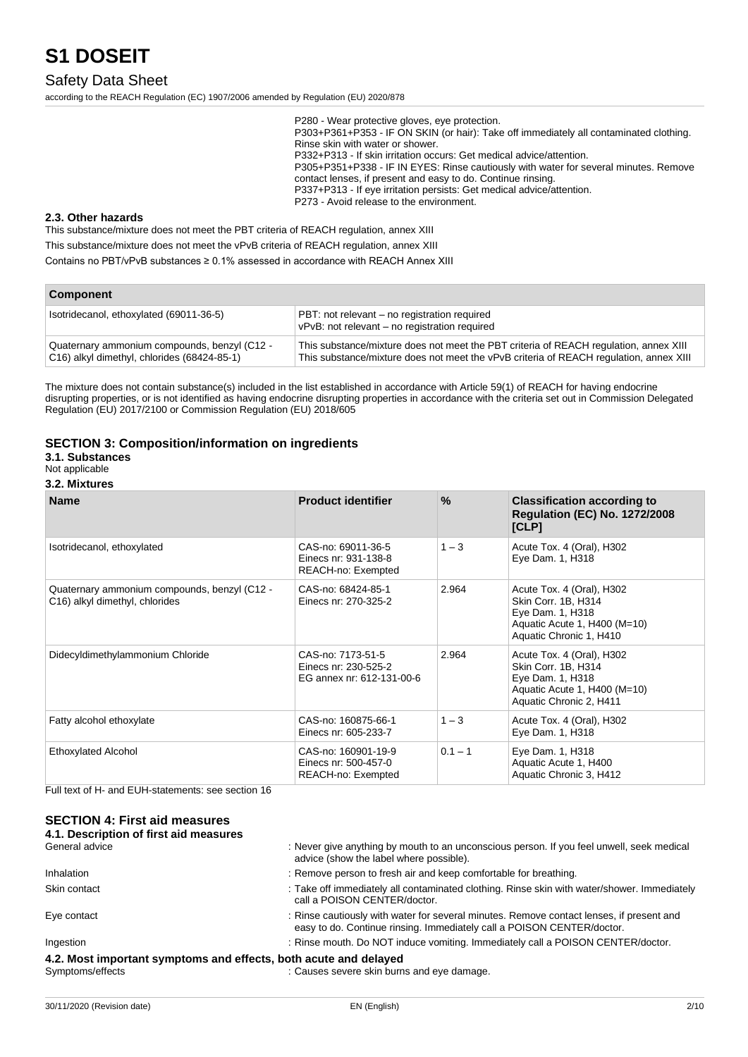P280 - Wear protective gloves, eye protection.
P303+P361+P353 - IF ON SKIN (or hair): Take off immediately all contaminated clothing. Rinse skin with water or shower.
P332+P313 - If skin irritation occurs: Get medical advice/attention.
P305+P351+P338 - IF IN EYES: Rinse cautiously with water for several minutes. Remove contact lenses, if present and easy to do. Continue rinsing.
P337+P313 - If eye irritation persists: Get medical advice/attention.
P273 - Avoid release to the environment.

### 2.3. Other hazards

This substance/mixture does not meet the PBT criteria of REACH regulation, annex XIII

This substance/mixture does not meet the vPvB criteria of REACH regulation, annex XIII

Contains no PBT/vPvB substances ≥ 0.1% assessed in accordance with REACH Annex XIII

| Component | |
|---|---|
| Isotridecanol, ethoxylated (69011-36-5) | PBT: not relevant – no registration required<br>vPvB: not relevant – no registration required |
| Quaternary ammonium compounds, benzyl (C12 - C16) alkyl dimethyl, chlorides (68424-85-1) | This substance/mixture does not meet the PBT criteria of REACH regulation, annex XIII<br>This substance/mixture does not meet the vPvB criteria of REACH regulation, annex XIII |

The mixture does not contain substance(s) included in the list established in accordance with Article 59(1) of REACH for having endocrine disrupting properties, or is not identified as having endocrine disrupting properties in accordance with the criteria set out in Commission Delegated Regulation (EU) 2017/2100 or Commission Regulation (EU) 2018/605

## SECTION 3: Composition/information on ingredients

### 3.1. Substances

Not applicable

### 3.2. Mixtures

| Name | Product identifier | % | Classification according to Regulation (EC) No. 1272/2008 [CLP] |
|---|---|---|---|
| Isotridecanol, ethoxylated | CAS-no: 69011-36-5<br>Einecs nr: 931-138-8<br>REACH-no: Exempted | 1 – 3 | Acute Tox. 4 (Oral), H302<br>Eye Dam. 1, H318 |
| Quaternary ammonium compounds, benzyl (C12 - C16) alkyl dimethyl, chlorides | CAS-no: 68424-85-1<br>Einecs nr: 270-325-2 | 2.964 | Acute Tox. 4 (Oral), H302<br>Skin Corr. 1B, H314<br>Eye Dam. 1, H318<br>Aquatic Acute 1, H400 (M=10)<br>Aquatic Chronic 1, H410 |
| Didecyldimethylammonium Chloride | CAS-no: 7173-51-5<br>Einecs nr: 230-525-2<br>EG annex nr: 612-131-00-6 | 2.964 | Acute Tox. 4 (Oral), H302<br>Skin Corr. 1B, H314<br>Eye Dam. 1, H318<br>Aquatic Acute 1, H400 (M=10)<br>Aquatic Chronic 2, H411 |
| Fatty alcohol ethoxylate | CAS-no: 160875-66-1<br>Einecs nr: 605-233-7 | 1 – 3 | Acute Tox. 4 (Oral), H302<br>Eye Dam. 1, H318 |
| Ethoxylated Alcohol | CAS-no: 160901-19-9<br>Einecs nr: 500-457-0<br>REACH-no: Exempted | 0.1 – 1 | Eye Dam. 1, H318<br>Aquatic Acute 1, H400<br>Aquatic Chronic 3, H412 |

Full text of H- and EUH-statements: see section 16

## SECTION 4: First aid measures

### 4.1. Description of first aid measures

General advice : Never give anything by mouth to an unconscious person. If you feel unwell, seek medical advice (show the label where possible).

Inhalation : Remove person to fresh air and keep comfortable for breathing.

Skin contact : Take off immediately all contaminated clothing. Rinse skin with water/shower. Immediately call a POISON CENTER/doctor.

Eye contact : Rinse cautiously with water for several minutes. Remove contact lenses, if present and easy to do. Continue rinsing. Immediately call a POISON CENTER/doctor.

Ingestion : Rinse mouth. Do NOT induce vomiting. Immediately call a POISON CENTER/doctor.

### 4.2. Most important symptoms and effects, both acute and delayed

Symptoms/effects : Causes severe skin burns and eye damage.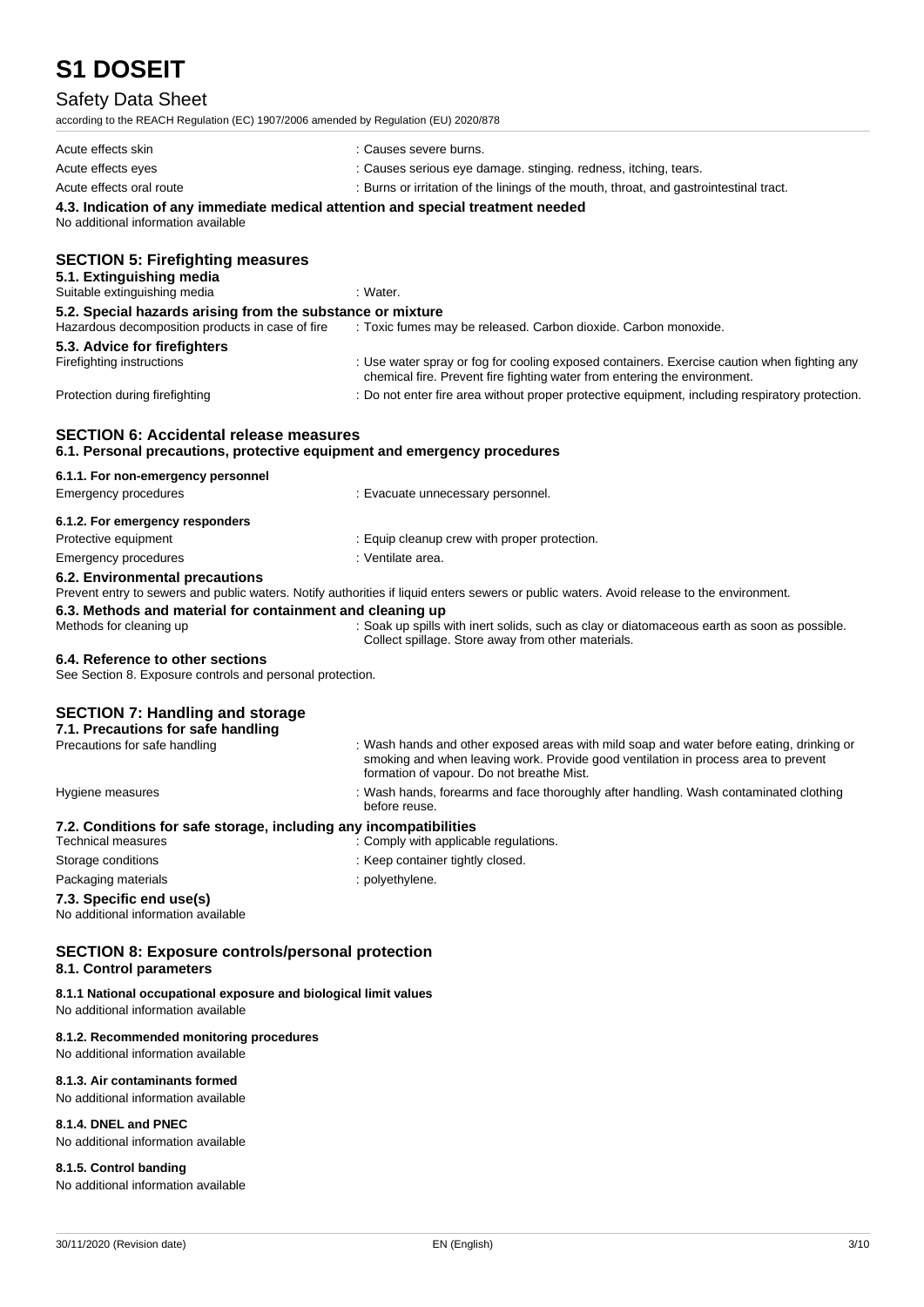| | |
|---|---|
| Acute effects skin | : Causes severe burns. |
| Acute effects eyes | : Causes serious eye damage. stinging. redness, itching, tears. |
| Acute effects oral route | : Burns or irritation of the linings of the mouth, throat, and gastrointestinal tract. |

### 4.3. Indication of any immediate medical attention and special treatment needed

No additional information available

## SECTION 5: Firefighting measures

### 5.1. Extinguishing media

| | |
|---|---|
| Suitable extinguishing media | : Water. |

### 5.2. Special hazards arising from the substance or mixture

| | |
|---|---|
| Hazardous decomposition products in case of fire | : Toxic fumes may be released. Carbon dioxide. Carbon monoxide. |

### 5.3. Advice for firefighters

| | |
|---|---|
| Firefighting instructions | : Use water spray or fog for cooling exposed containers. Exercise caution when fighting any chemical fire. Prevent fire fighting water from entering the environment. |
| Protection during firefighting | : Do not enter fire area without proper protective equipment, including respiratory protection. |

## SECTION 6: Accidental release measures

### 6.1. Personal precautions, protective equipment and emergency procedures

#### 6.1.1. For non-emergency personnel

| | |
|---|---|
| Emergency procedures | : Evacuate unnecessary personnel. |

#### 6.1.2. For emergency responders

| | |
|---|---|
| Protective equipment | : Equip cleanup crew with proper protection. |
| Emergency procedures | : Ventilate area. |

### 6.2. Environmental precautions

Prevent entry to sewers and public waters. Notify authorities if liquid enters sewers or public waters. Avoid release to the environment.

### 6.3. Methods and material for containment and cleaning up

| | |
|---|---|
| Methods for cleaning up | : Soak up spills with inert solids, such as clay or diatomaceous earth as soon as possible. Collect spillage. Store away from other materials. |

### 6.4. Reference to other sections

See Section 8. Exposure controls and personal protection.

## SECTION 7: Handling and storage

### 7.1. Precautions for safe handling

| | |
|---|---|
| Precautions for safe handling | : Wash hands and other exposed areas with mild soap and water before eating, drinking or smoking and when leaving work. Provide good ventilation in process area to prevent formation of vapour. Do not breathe Mist. |
| Hygiene measures | : Wash hands, forearms and face thoroughly after handling. Wash contaminated clothing before reuse. |

### 7.2. Conditions for safe storage, including any incompatibilities

| | |
|---|---|
| Technical measures | : Comply with applicable regulations. |
| Storage conditions | : Keep container tightly closed. |
| Packaging materials | : polyethylene. |

### 7.3. Specific end use(s)

No additional information available

## SECTION 8: Exposure controls/personal protection

### 8.1. Control parameters

#### 8.1.1 National occupational exposure and biological limit values

No additional information available

#### 8.1.2. Recommended monitoring procedures

No additional information available

#### 8.1.3. Air contaminants formed

No additional information available

#### 8.1.4. DNEL and PNEC

No additional information available

#### 8.1.5. Control banding

No additional information available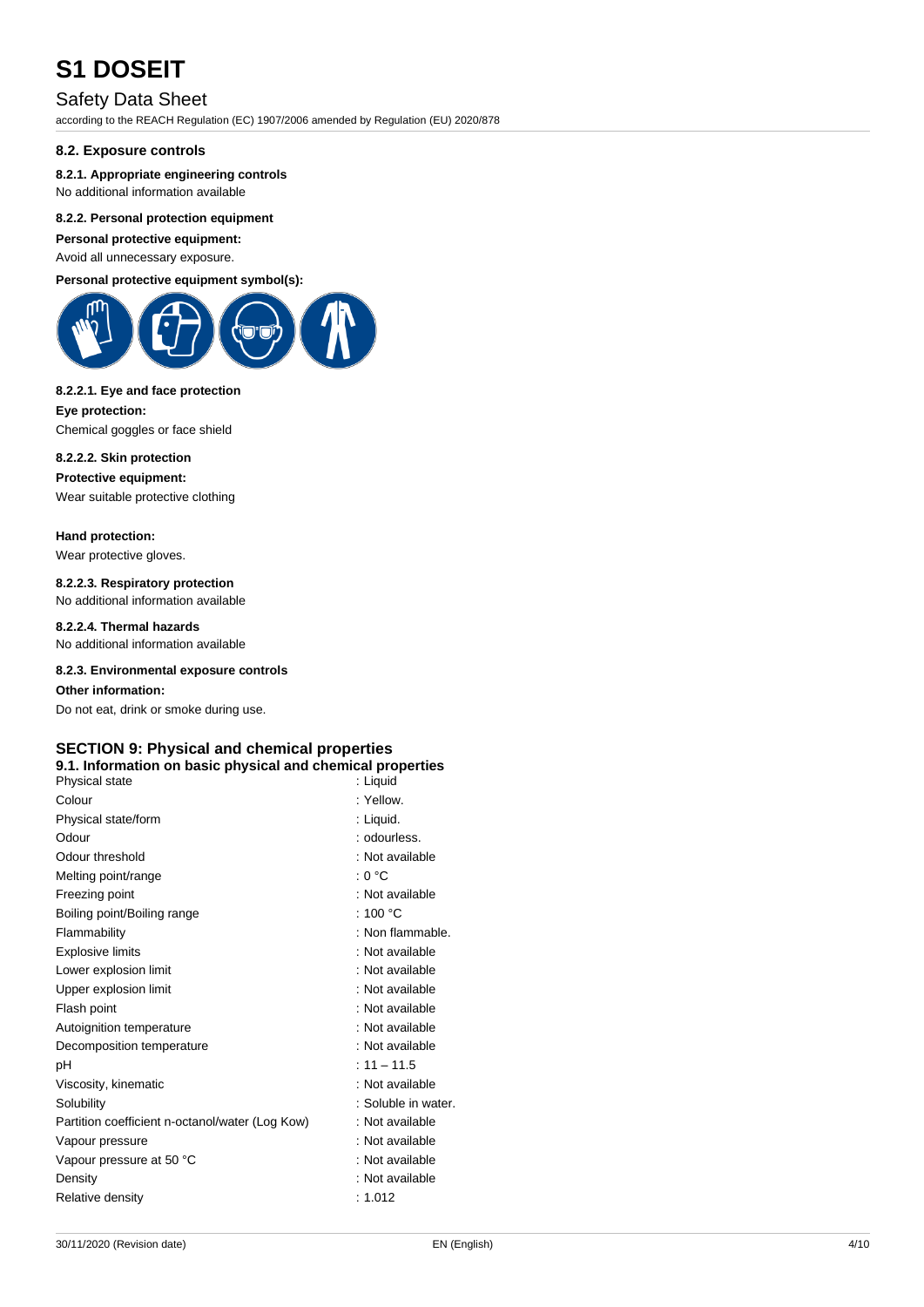### 8.2. Exposure controls

#### 8.2.1. Appropriate engineering controls

No additional information available

#### 8.2.2. Personal protection equipment

**Personal protective equipment:**

Avoid all unnecessary exposure.

**Personal protective equipment symbol(s):**

#### 8.2.2.1. Eye and face protection

**Eye protection:**

Chemical goggles or face shield

#### 8.2.2.2. Skin protection

**Protective equipment:**

Wear suitable protective clothing

**Hand protection:**

Wear protective gloves.

#### 8.2.2.3. Respiratory protection

No additional information available

#### 8.2.2.4. Thermal hazards

No additional information available

#### 8.2.3. Environmental exposure controls

**Other information:**

Do not eat, drink or smoke during use.

## SECTION 9: Physical and chemical properties

### 9.1. Information on basic physical and chemical properties

| | |
|---|---|
| Physical state | : Liquid |
| Colour | : Yellow. |
| Physical state/form | : Liquid. |
| Odour | : odourless. |
| Odour threshold | : Not available |
| Melting point/range | : 0 °C |
| Freezing point | : Not available |
| Boiling point/Boiling range | : 100 °C |
| Flammability | : Non flammable. |
| Explosive limits | : Not available |
| Lower explosion limit | : Not available |
| Upper explosion limit | : Not available |
| Flash point | : Not available |
| Autoignition temperature | : Not available |
| Decomposition temperature | : Not available |
| pH | : 11 – 11.5 |
| Viscosity, kinematic | : Not available |
| Solubility | : Soluble in water. |
| Partition coefficient n-octanol/water (Log Kow) | : Not available |
| Vapour pressure | : Not available |
| Vapour pressure at 50 °C | : Not available |
| Density | : Not available |
| Relative density | : 1.012 |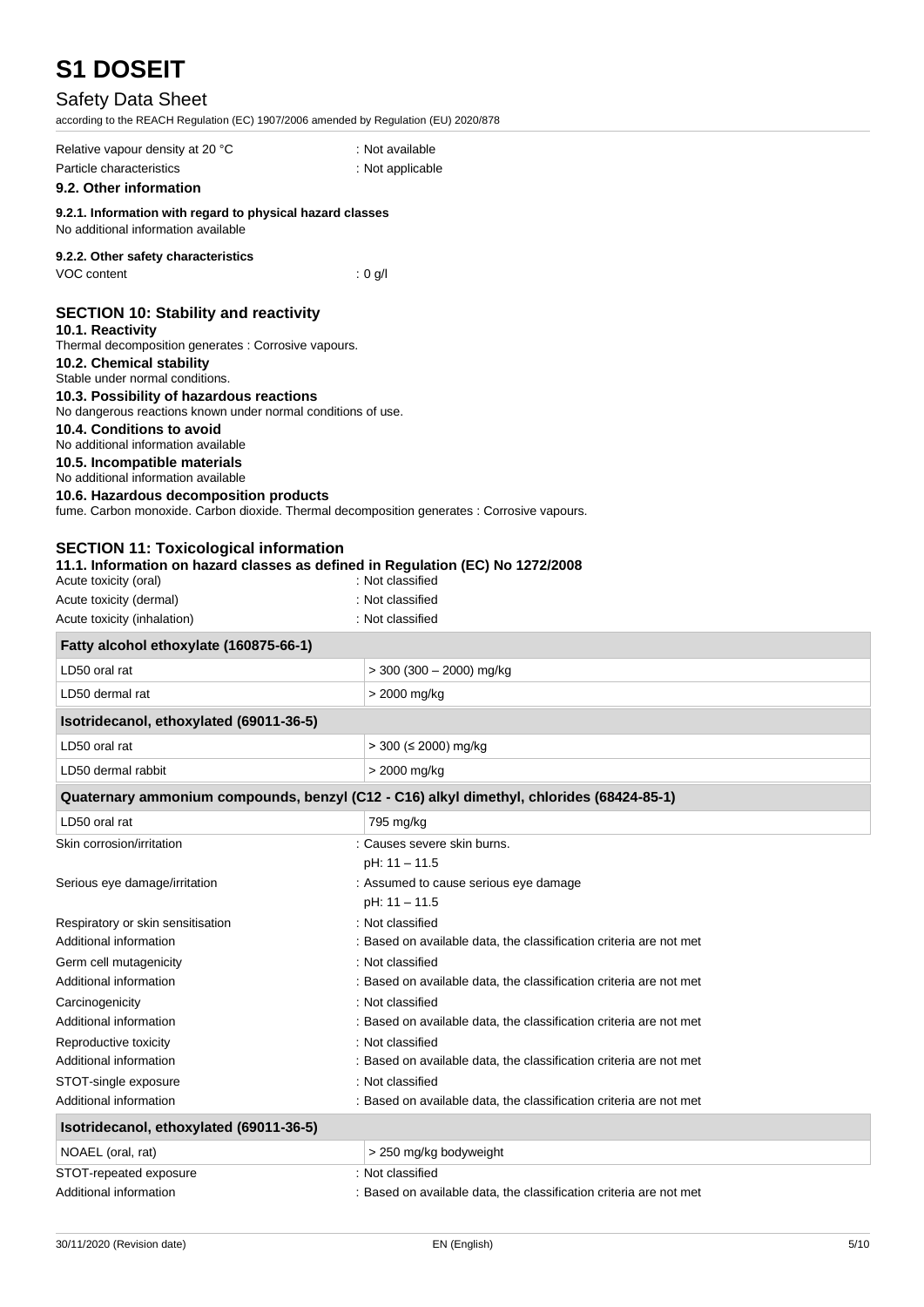| | |
|---|---|
| Relative vapour density at 20 °C | : Not available |
| Particle characteristics | : Not applicable |

### 9.2. Other information

#### 9.2.1. Information with regard to physical hazard classes

No additional information available

#### 9.2.2. Other safety characteristics

| | |
|---|---|
| VOC content | : 0 g/l |

## SECTION 10: Stability and reactivity

### 10.1. Reactivity

Thermal decomposition generates : Corrosive vapours.

### 10.2. Chemical stability

Stable under normal conditions.

### 10.3. Possibility of hazardous reactions

No dangerous reactions known under normal conditions of use.

### 10.4. Conditions to avoid

No additional information available

### 10.5. Incompatible materials

No additional information available

### 10.6. Hazardous decomposition products

fume. Carbon monoxide. Carbon dioxide. Thermal decomposition generates : Corrosive vapours.

## SECTION 11: Toxicological information

### 11.1. Information on hazard classes as defined in Regulation (EC) No 1272/2008

| | |
|---|---|
| Acute toxicity (oral) | : Not classified |
| Acute toxicity (dermal) | : Not classified |
| Acute toxicity (inhalation) | : Not classified |

| **Fatty alcohol ethoxylate (160875-66-1)** | |
|---|---|
| LD50 oral rat | > 300 (300 – 2000) mg/kg |
| LD50 dermal rat | > 2000 mg/kg |
| **Isotridecanol, ethoxylated (69011-36-5)** | |
| LD50 oral rat | > 300 (≤ 2000) mg/kg |
| LD50 dermal rabbit | > 2000 mg/kg |
| **Quaternary ammonium compounds, benzyl (C12 - C16) alkyl dimethyl, chlorides (68424-85-1)** | |
| LD50 oral rat | 795 mg/kg |

| | |
|---|---|
| Skin corrosion/irritation | : Causes severe skin burns. pH: 11 – 11.5 |
| Serious eye damage/irritation | : Assumed to cause serious eye damage pH: 11 – 11.5 |
| Respiratory or skin sensitisation | : Not classified |
| Additional information | : Based on available data, the classification criteria are not met |
| Germ cell mutagenicity | : Not classified |
| Additional information | : Based on available data, the classification criteria are not met |
| Carcinogenicity | : Not classified |
| Additional information | : Based on available data, the classification criteria are not met |
| Reproductive toxicity | : Not classified |
| Additional information | : Based on available data, the classification criteria are not met |
| STOT-single exposure | : Not classified |
| Additional information | : Based on available data, the classification criteria are not met |

| **Isotridecanol, ethoxylated (69011-36-5)** | |
|---|---|
| NOAEL (oral, rat) | > 250 mg/kg bodyweight |

| | |
|---|---|
| STOT-repeated exposure | : Not classified |
| Additional information | : Based on available data, the classification criteria are not met |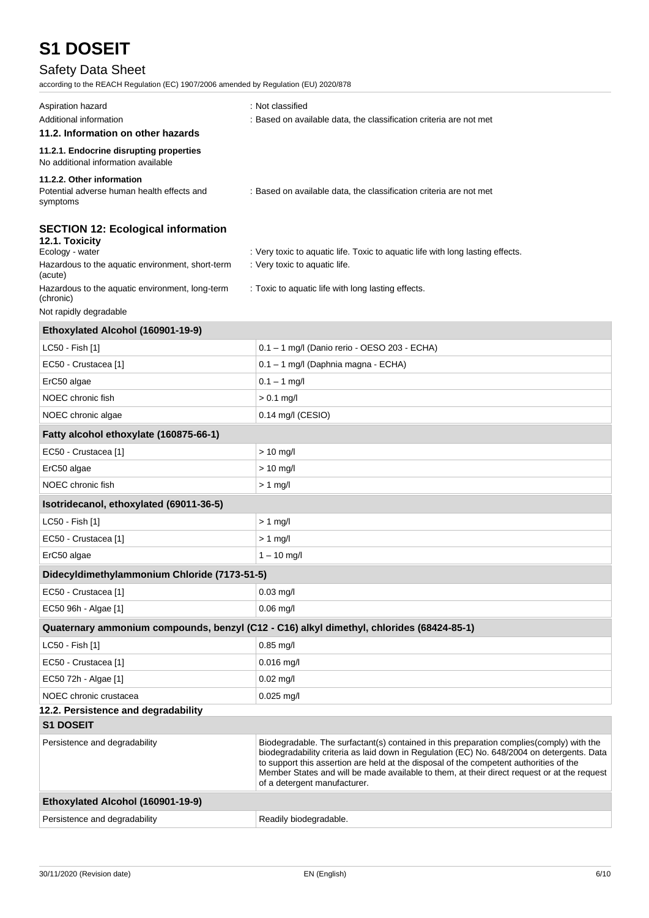| | |
|---|---|
| Aspiration hazard | : Not classified |
| Additional information | : Based on available data, the classification criteria are not met |

### 11.2. Information on other hazards

#### 11.2.1. Endocrine disrupting properties

No additional information available

#### 11.2.2. Other information

| | |
|---|---|
| Potential adverse human health effects and symptoms | : Based on available data, the classification criteria are not met |

## SECTION 12: Ecological information

### 12.1. Toxicity

| | |
|---|---|
| Ecology - water | : Very toxic to aquatic life. Toxic to aquatic life with long lasting effects. |
| Hazardous to the aquatic environment, short-term (acute) | : Very toxic to aquatic life. |
| Hazardous to the aquatic environment, long-term (chronic) | : Toxic to aquatic life with long lasting effects. |

Not rapidly degradable

| Ethoxylated Alcohol (160901-19-9) | |
|---|---|
| LC50 - Fish [1] | 0.1 – 1 mg/l (Danio rerio - OESO 203 - ECHA) |
| EC50 - Crustacea [1] | 0.1 – 1 mg/l (Daphnia magna - ECHA) |
| ErC50 algae | 0.1 – 1 mg/l |
| NOEC chronic fish | > 0.1 mg/l |
| NOEC chronic algae | 0.14 mg/l (CESIO) |

| Fatty alcohol ethoxylate (160875-66-1) | |
|---|---|
| EC50 - Crustacea [1] | > 10 mg/l |
| ErC50 algae | > 10 mg/l |
| NOEC chronic fish | > 1 mg/l |

| Isotridecanol, ethoxylated (69011-36-5) | |
|---|---|
| LC50 - Fish [1] | > 1 mg/l |
| EC50 - Crustacea [1] | > 1 mg/l |
| ErC50 algae | 1 – 10 mg/l |

| Didecyldimethylammonium Chloride (7173-51-5) | |
|---|---|
| EC50 - Crustacea [1] | 0.03 mg/l |
| EC50 96h - Algae [1] | 0.06 mg/l |

| Quaternary ammonium compounds, benzyl (C12 - C16) alkyl dimethyl, chlorides (68424-85-1) | |
|---|---|
| LC50 - Fish [1] | 0.85 mg/l |
| EC50 - Crustacea [1] | 0.016 mg/l |
| EC50 72h - Algae [1] | 0.02 mg/l |
| NOEC chronic crustacea | 0.025 mg/l |

### 12.2. Persistence and degradability

| S1 DOSEIT | |
|---|---|
| Persistence and degradability | Biodegradable. The surfactant(s) contained in this preparation complies(comply) with the biodegradability criteria as laid down in Regulation (EC) No. 648/2004 on detergents. Data to support this assertion are held at the disposal of the competent authorities of the Member States and will be made available to them, at their direct request or at the request of a detergent manufacturer. |

| Ethoxylated Alcohol (160901-19-9) | |
|---|---|
| Persistence and degradability | Readily biodegradable. |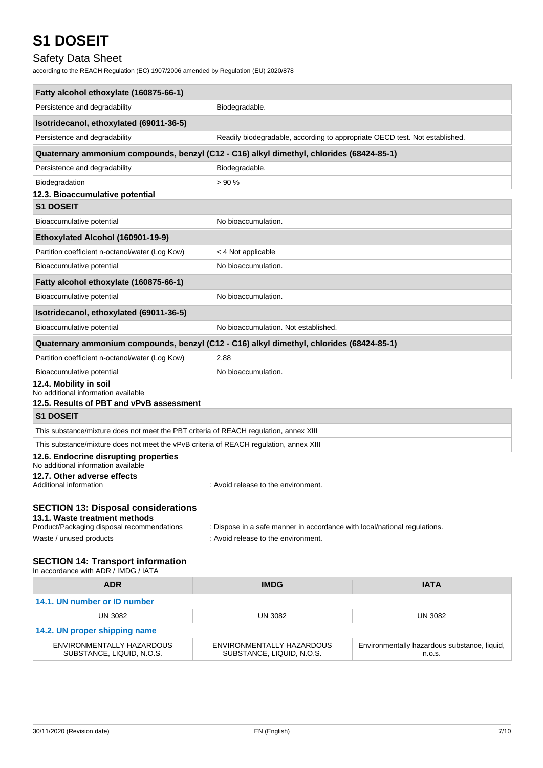| Fatty alcohol ethoxylate (160875-66-1) | |
|---|---|
| Persistence and degradability | Biodegradable. |
| **Isotridecanol, ethoxylated (69011-36-5)** | |
| Persistence and degradability | Readily biodegradable, according to appropriate OECD test. Not established. |
| **Quaternary ammonium compounds, benzyl (C12 - C16) alkyl dimethyl, chlorides (68424-85-1)** | |
| Persistence and degradability | Biodegradable. |
| Biodegradation | > 90 % |

### 12.3. Bioaccumulative potential

| S1 DOSEIT | |
|---|---|
| Bioaccumulative potential | No bioaccumulation. |
| **Ethoxylated Alcohol (160901-19-9)** | |
| Partition coefficient n-octanol/water (Log Kow) | < 4 Not applicable |
| Bioaccumulative potential | No bioaccumulation. |
| **Fatty alcohol ethoxylate (160875-66-1)** | |
| Bioaccumulative potential | No bioaccumulation. |
| **Isotridecanol, ethoxylated (69011-36-5)** | |
| Bioaccumulative potential | No bioaccumulation. Not established. |
| **Quaternary ammonium compounds, benzyl (C12 - C16) alkyl dimethyl, chlorides (68424-85-1)** | |
| Partition coefficient n-octanol/water (Log Kow) | 2.88 |
| Bioaccumulative potential | No bioaccumulation. |

### 12.4. Mobility in soil

No additional information available

### 12.5. Results of PBT and vPvB assessment

| S1 DOSEIT |
|---|
| This substance/mixture does not meet the PBT criteria of REACH regulation, annex XIII |
| This substance/mixture does not meet the vPvB criteria of REACH regulation, annex XIII |

### 12.6. Endocrine disrupting properties

No additional information available

### 12.7. Other adverse effects

Additional information : Avoid release to the environment.

## SECTION 13: Disposal considerations

### 13.1. Waste treatment methods

Product/Packaging disposal recommendations : Dispose in a safe manner in accordance with local/national regulations.

Waste / unused products : Avoid release to the environment.

## SECTION 14: Transport information

In accordance with ADR / IMDG / IATA

| ADR | IMDG | IATA |
|---|---|---|
| **14.1. UN number or ID number** | | |
| UN 3082 | UN 3082 | UN 3082 |
| **14.2. UN proper shipping name** | | |
| ENVIRONMENTALLY HAZARDOUS SUBSTANCE, LIQUID, N.O.S. | ENVIRONMENTALLY HAZARDOUS SUBSTANCE, LIQUID, N.O.S. | Environmentally hazardous substance, liquid, n.o.s. |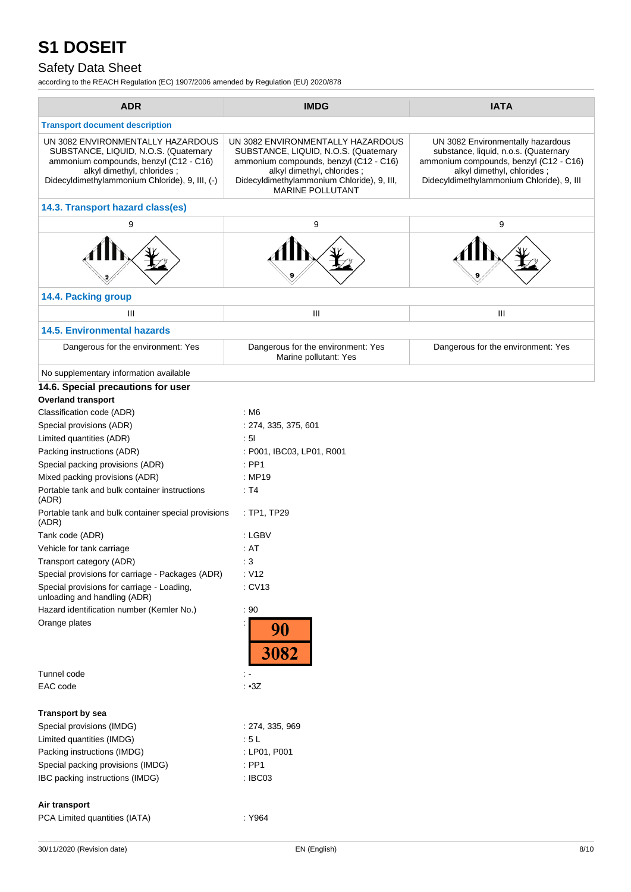# S1 DOSEIT

## Safety Data Sheet

according to the REACH Regulation (EC) 1907/2006 amended by Regulation (EU) 2020/878

| ADR | IMDG | IATA |
|---|---|---|
| **Transport document description** | | |
| UN 3082 ENVIRONMENTALLY HAZARDOUS SUBSTANCE, LIQUID, N.O.S. (Quaternary ammonium compounds, benzyl (C12 - C16) alkyl dimethyl, chlorides ; Didecyldimethylammonium Chloride), 9, III, (-) | UN 3082 ENVIRONMENTALLY HAZARDOUS SUBSTANCE, LIQUID, N.O.S. (Quaternary ammonium compounds, benzyl (C12 - C16) alkyl dimethyl, chlorides ; Didecyldimethylammonium Chloride), 9, III, MARINE POLLUTANT | UN 3082 Environmentally hazardous substance, liquid, n.o.s. (Quaternary ammonium compounds, benzyl (C12 - C16) alkyl dimethyl, chlorides ; Didecyldimethylammonium Chloride), 9, III |
| **14.3. Transport hazard class(es)** | | |
| 9 | 9 | 9 |
| **14.4. Packing group** | | |
| III | III | III |
| **14.5. Environmental hazards** | | |
| Dangerous for the environment: Yes | Dangerous for the environment: Yes<br>Marine pollutant: Yes | Dangerous for the environment: Yes |
| No supplementary information available | | |

### 14.6. Special precautions for user

**Overland transport**

| | |
|---|---|
| Classification code (ADR) | : M6 |
| Special provisions (ADR) | : 274, 335, 375, 601 |
| Limited quantities (ADR) | : 5l |
| Packing instructions (ADR) | : P001, IBC03, LP01, R001 |
| Special packing provisions (ADR) | : PP1 |
| Mixed packing provisions (ADR) | : MP19 |
| Portable tank and bulk container instructions (ADR) | : T4 |
| Portable tank and bulk container special provisions (ADR) | : TP1, TP29 |
| Tank code (ADR) | : LGBV |
| Vehicle for tank carriage | : AT |
| Transport category (ADR) | : 3 |
| Special provisions for carriage - Packages (ADR) | : V12 |
| Special provisions for carriage - Loading, unloading and handling (ADR) | : CV13 |
| Hazard identification number (Kemler No.) | : 90 |
| Orange plates | : 90 / 3082 |
| Tunnel code | : - |
| EAC code | : •3Z |

**Transport by sea**

| | |
|---|---|
| Special provisions (IMDG) | : 274, 335, 969 |
| Limited quantities (IMDG) | : 5 L |
| Packing instructions (IMDG) | : LP01, P001 |
| Special packing provisions (IMDG) | : PP1 |
| IBC packing instructions (IMDG) | : IBC03 |

**Air transport**

| | |
|---|---|
| PCA Limited quantities (IATA) | : Y964 |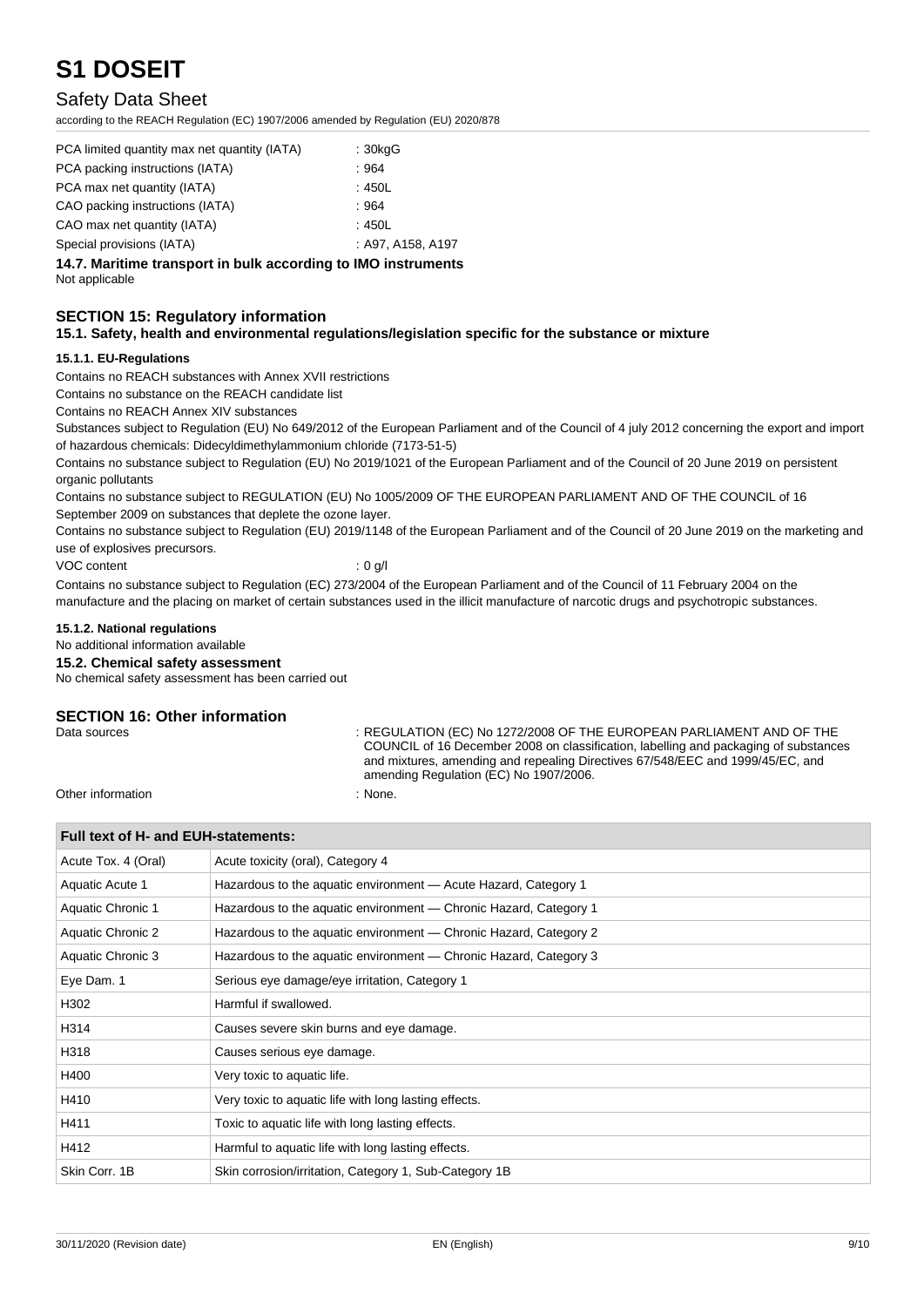| | |
|---|---|
| PCA limited quantity max net quantity (IATA) | : 30kgG |
| PCA packing instructions (IATA) | : 964 |
| PCA max net quantity (IATA) | : 450L |
| CAO packing instructions (IATA) | : 964 |
| CAO max net quantity (IATA) | : 450L |
| Special provisions (IATA) | : A97, A158, A197 |

### 14.7. Maritime transport in bulk according to IMO instruments

Not applicable

## SECTION 15: Regulatory information

### 15.1. Safety, health and environmental regulations/legislation specific for the substance or mixture

#### 15.1.1. EU-Regulations

Contains no REACH substances with Annex XVII restrictions

Contains no substance on the REACH candidate list

Contains no REACH Annex XIV substances

Substances subject to Regulation (EU) No 649/2012 of the European Parliament and of the Council of 4 july 2012 concerning the export and import of hazardous chemicals: Didecyldimethylammonium chloride (7173-51-5)

Contains no substance subject to Regulation (EU) No 2019/1021 of the European Parliament and of the Council of 20 June 2019 on persistent organic pollutants

Contains no substance subject to REGULATION (EU) No 1005/2009 OF THE EUROPEAN PARLIAMENT AND OF THE COUNCIL of 16 September 2009 on substances that deplete the ozone layer.

Contains no substance subject to Regulation (EU) 2019/1148 of the European Parliament and of the Council of 20 June 2019 on the marketing and use of explosives precursors.

VOC content : 0 g/l

Contains no substance subject to Regulation (EC) 273/2004 of the European Parliament and of the Council of 11 February 2004 on the manufacture and the placing on market of certain substances used in the illicit manufacture of narcotic drugs and psychotropic substances.

#### 15.1.2. National regulations

No additional information available

### 15.2. Chemical safety assessment

No chemical safety assessment has been carried out

## SECTION 16: Other information

Data sources : REGULATION (EC) No 1272/2008 OF THE EUROPEAN PARLIAMENT AND OF THE COUNCIL of 16 December 2008 on classification, labelling and packaging of substances and mixtures, amending and repealing Directives 67/548/EEC and 1999/45/EC, and amending Regulation (EC) No 1907/2006.

Other information : None.

| Full text of H- and EUH-statements: | |
|---|---|
| Acute Tox. 4 (Oral) | Acute toxicity (oral), Category 4 |
| Aquatic Acute 1 | Hazardous to the aquatic environment — Acute Hazard, Category 1 |
| Aquatic Chronic 1 | Hazardous to the aquatic environment — Chronic Hazard, Category 1 |
| Aquatic Chronic 2 | Hazardous to the aquatic environment — Chronic Hazard, Category 2 |
| Aquatic Chronic 3 | Hazardous to the aquatic environment — Chronic Hazard, Category 3 |
| Eye Dam. 1 | Serious eye damage/eye irritation, Category 1 |
| H302 | Harmful if swallowed. |
| H314 | Causes severe skin burns and eye damage. |
| H318 | Causes serious eye damage. |
| H400 | Very toxic to aquatic life. |
| H410 | Very toxic to aquatic life with long lasting effects. |
| H411 | Toxic to aquatic life with long lasting effects. |
| H412 | Harmful to aquatic life with long lasting effects. |
| Skin Corr. 1B | Skin corrosion/irritation, Category 1, Sub-Category 1B |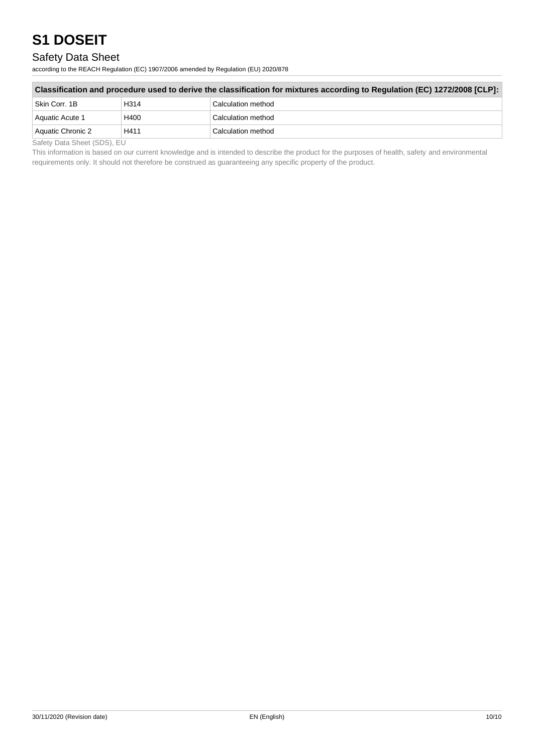| Classification and procedure used to derive the classification for mixtures according to Regulation (EC) 1272/2008 [CLP]: | | |
|---|---|---|
| Skin Corr. 1B | H314 | Calculation method |
| Aquatic Acute 1 | H400 | Calculation method |
| Aquatic Chronic 2 | H411 | Calculation method |

Safety Data Sheet (SDS), EU

This information is based on our current knowledge and is intended to describe the product for the purposes of health, safety and environmental requirements only. It should not therefore be construed as guaranteeing any specific property of the product.